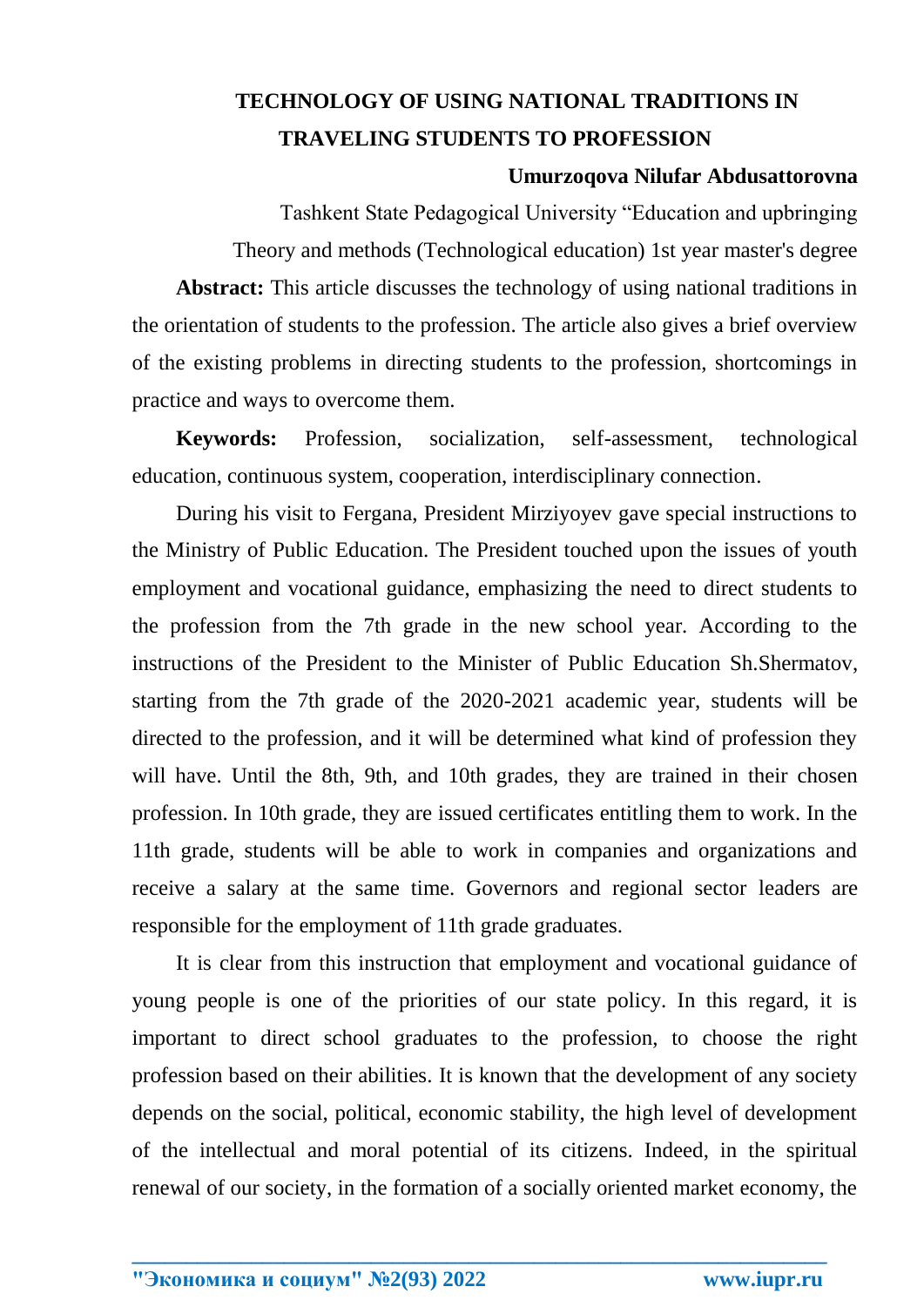# TECHNOLOGY OF USING NATIONAL TRADITIONS IN TRAVELING STUDENTS TO PROFESSION

**Umurzoqova Nilufar Abdusattorovna**

Tashkent State Pedagogical University "Education and upbringing Theory and methods (Technological education) 1st year master's degree

**Abstract:** This article discusses the technology of using national traditions in the orientation of students to the profession. The article also gives a brief overview of the existing problems in directing students to the profession, shortcomings in practice and ways to overcome them.

**Keywords:** Profession, socialization, self-assessment, technological education, continuous system, cooperation, interdisciplinary connection.

During his visit to Fergana, President Mirziyoyev gave special instructions to the Ministry of Public Education. The President touched upon the issues of youth employment and vocational guidance, emphasizing the need to direct students to the profession from the 7th grade in the new school year. According to the instructions of the President to the Minister of Public Education Sh.Shermatov, starting from the 7th grade of the 2020-2021 academic year, students will be directed to the profession, and it will be determined what kind of profession they will have. Until the 8th, 9th, and 10th grades, they are trained in their chosen profession. In 10th grade, they are issued certificates entitling them to work. In the 11th grade, students will be able to work in companies and organizations and receive a salary at the same time. Governors and regional sector leaders are responsible for the employment of 11th grade graduates.

It is clear from this instruction that employment and vocational guidance of young people is one of the priorities of our state policy. In this regard, it is important to direct school graduates to the profession, to choose the right profession based on their abilities. It is known that the development of any society depends on the social, political, economic stability, the high level of development of the intellectual and moral potential of its citizens. Indeed, in the spiritual renewal of our society, in the formation of a socially oriented market economy, the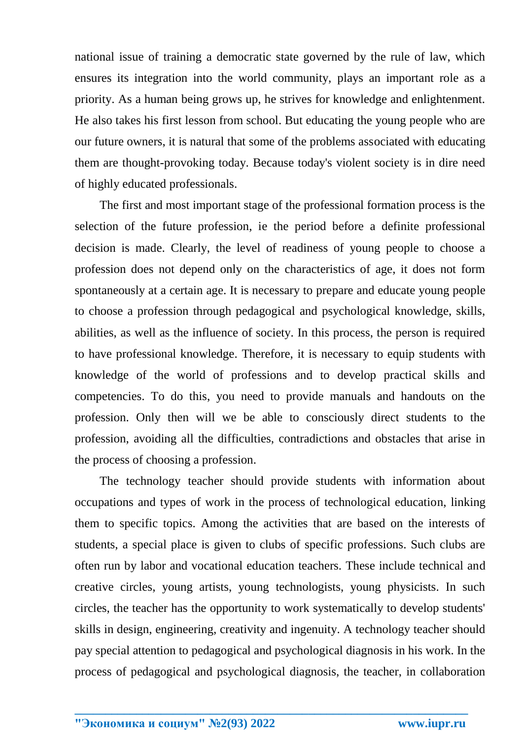national issue of training a democratic state governed by the rule of law, which ensures its integration into the world community, plays an important role as a priority. As a human being grows up, he strives for knowledge and enlightenment. He also takes his first lesson from school. But educating the young people who are our future owners, it is natural that some of the problems associated with educating them are thought-provoking today. Because today's violent society is in dire need of highly educated professionals.

The first and most important stage of the professional formation process is the selection of the future profession, ie the period before a definite professional decision is made. Clearly, the level of readiness of young people to choose a profession does not depend only on the characteristics of age, it does not form spontaneously at a certain age. It is necessary to prepare and educate young people to choose a profession through pedagogical and psychological knowledge, skills, abilities, as well as the influence of society. In this process, the person is required to have professional knowledge. Therefore, it is necessary to equip students with knowledge of the world of professions and to develop practical skills and competencies. To do this, you need to provide manuals and handouts on the profession. Only then will we be able to consciously direct students to the profession, avoiding all the difficulties, contradictions and obstacles that arise in the process of choosing a profession.

The technology teacher should provide students with information about occupations and types of work in the process of technological education, linking them to specific topics. Among the activities that are based on the interests of students, a special place is given to clubs of specific professions. Such clubs are often run by labor and vocational education teachers. These include technical and creative circles, young artists, young technologists, young physicists. In such circles, the teacher has the opportunity to work systematically to develop students' skills in design, engineering, creativity and ingenuity. A technology teacher should pay special attention to pedagogical and psychological diagnosis in his work. In the process of pedagogical and psychological diagnosis, the teacher, in collaboration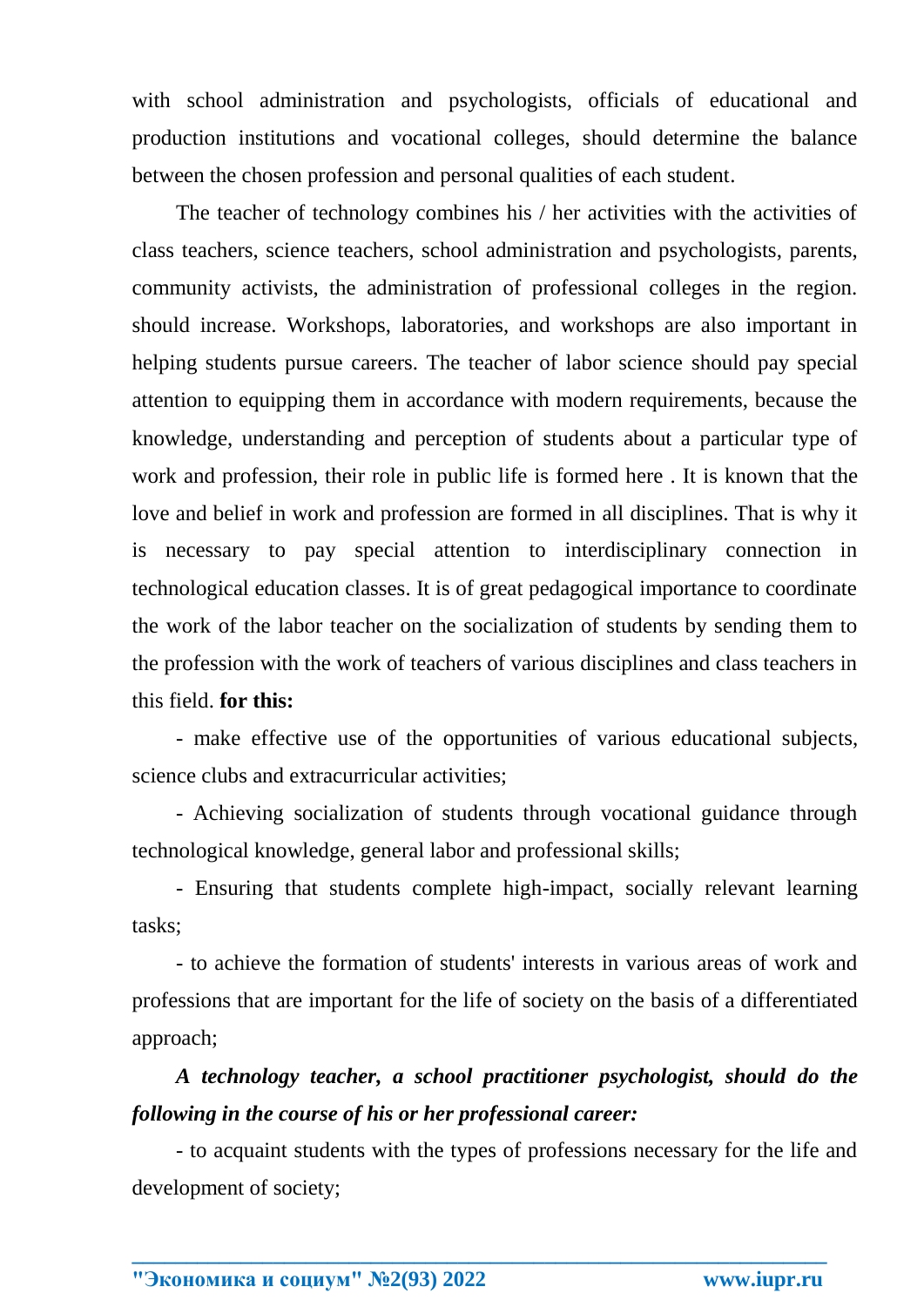with school administration and psychologists, officials of educational and production institutions and vocational colleges, should determine the balance between the chosen profession and personal qualities of each student.

The teacher of technology combines his / her activities with the activities of class teachers, science teachers, school administration and psychologists, parents, community activists, the administration of professional colleges in the region. should increase. Workshops, laboratories, and workshops are also important in helping students pursue careers. The teacher of labor science should pay special attention to equipping them in accordance with modern requirements, because the knowledge, understanding and perception of students about a particular type of work and profession, their role in public life is formed here . It is known that the love and belief in work and profession are formed in all disciplines. That is why it is necessary to pay special attention to interdisciplinary connection in technological education classes. It is of great pedagogical importance to coordinate the work of the labor teacher on the socialization of students by sending them to the profession with the work of teachers of various disciplines and class teachers in this field. **for this:**

- make effective use of the opportunities of various educational subjects, science clubs and extracurricular activities;
- Achieving socialization of students through vocational guidance through technological knowledge, general labor and professional skills;
- Ensuring that students complete high-impact, socially relevant learning tasks;
- to achieve the formation of students' interests in various areas of work and professions that are important for the life of society on the basis of a differentiated approach;

***A technology teacher, a school practitioner psychologist, should do the following in the course of his or her professional career:***

- to acquaint students with the types of professions necessary for the life and development of society;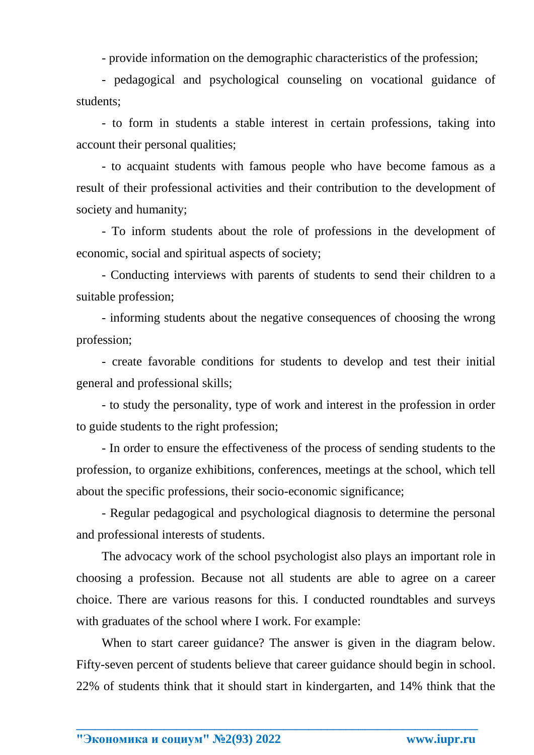- provide information on the demographic characteristics of the profession;

- pedagogical and psychological counseling on vocational guidance of students;

- to form in students a stable interest in certain professions, taking into account their personal qualities;

- to acquaint students with famous people who have become famous as a result of their professional activities and their contribution to the development of society and humanity;

- To inform students about the role of professions in the development of economic, social and spiritual aspects of society;

- Conducting interviews with parents of students to send their children to a suitable profession;

- informing students about the negative consequences of choosing the wrong profession;

- create favorable conditions for students to develop and test their initial general and professional skills;

- to study the personality, type of work and interest in the profession in order to guide students to the right profession;

- In order to ensure the effectiveness of the process of sending students to the profession, to organize exhibitions, conferences, meetings at the school, which tell about the specific professions, their socio-economic significance;

- Regular pedagogical and psychological diagnosis to determine the personal and professional interests of students.

The advocacy work of the school psychologist also plays an important role in choosing a profession. Because not all students are able to agree on a career choice. There are various reasons for this. I conducted roundtables and surveys with graduates of the school where I work. For example:

When to start career guidance? The answer is given in the diagram below. Fifty-seven percent of students believe that career guidance should begin in school. 22% of students think that it should start in kindergarten, and 14% think that the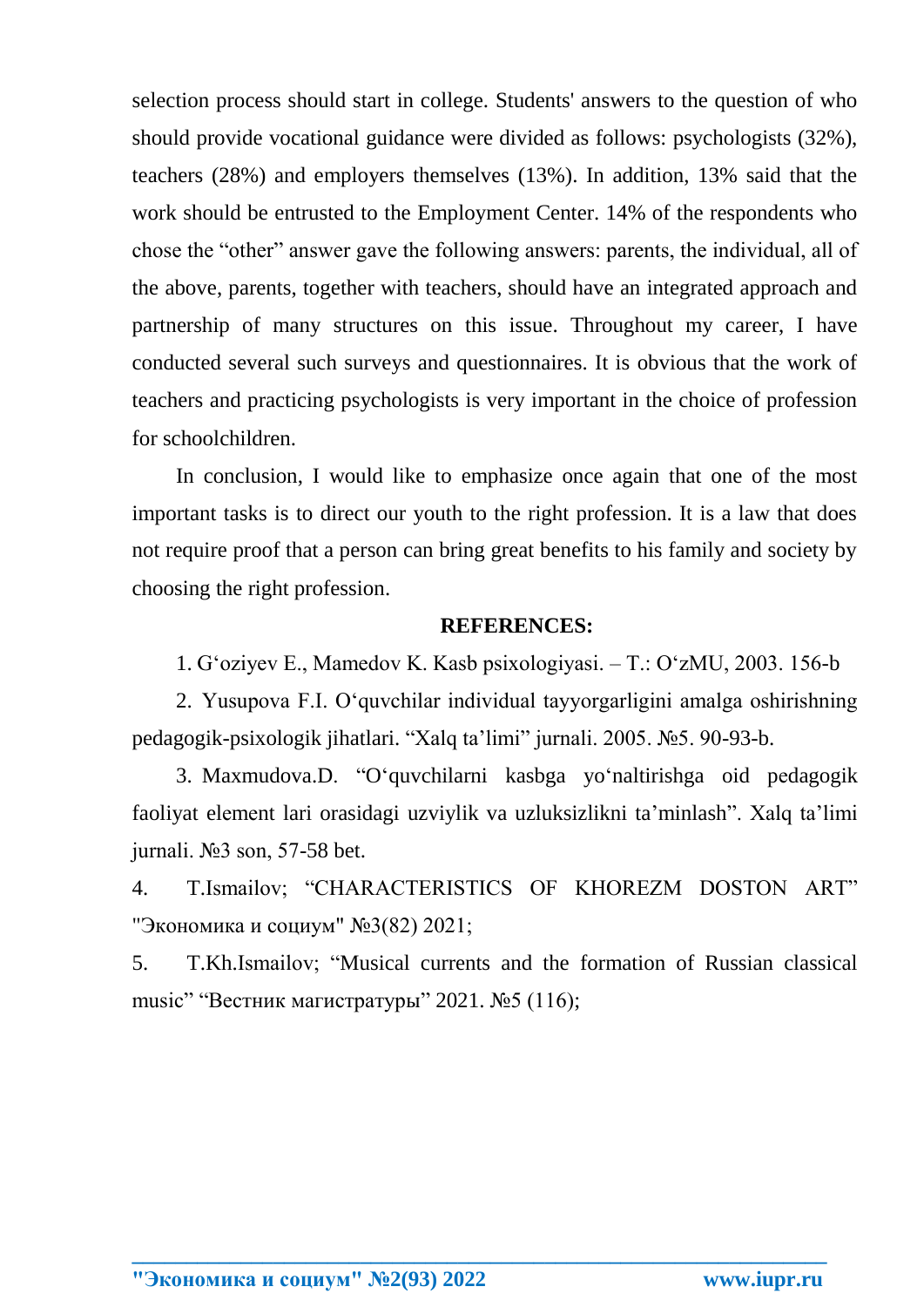selection process should start in college. Students' answers to the question of who should provide vocational guidance were divided as follows: psychologists (32%), teachers (28%) and employers themselves (13%). In addition, 13% said that the work should be entrusted to the Employment Center. 14% of the respondents who chose the “other” answer gave the following answers: parents, the individual, all of the above, parents, together with teachers, should have an integrated approach and partnership of many structures on this issue. Throughout my career, I have conducted several such surveys and questionnaires. It is obvious that the work of teachers and practicing psychologists is very important in the choice of profession for schoolchildren.

In conclusion, I would like to emphasize once again that one of the most important tasks is to direct our youth to the right profession. It is a law that does not require proof that a person can bring great benefits to his family and society by choosing the right profession.

**REFERENCES:**

1. G‘oziyev E., Mamedov K. Kasb psixologiyasi. – T.: O‘zMU, 2003. 156-b
2. Yusupova F.I. O‘quvchilar individual tayyorgarligini amalga oshirishning pedagogik-psixologik jihatlari. “Xalq ta’limi” jurnali. 2005. №5. 90-93-b.
3. Maxmudova.D. “O‘quvchilarni kasbga yo‘naltirishga oid pedagogik faoliyat element lari orasidagi uzviylik va uzluksizlikni ta’minlash”. Xalq ta’limi jurnali. №3 son, 57-58 bet.
4. T.Ismailov; “CHARACTERISTICS OF KHOREZM DOSTON ART” "Экономика и социум" №3(82) 2021;
5. T.Kh.Ismailov; “Musical currents and the formation of Russian classical music” “Вестник магистратуры” 2021. №5 (116);